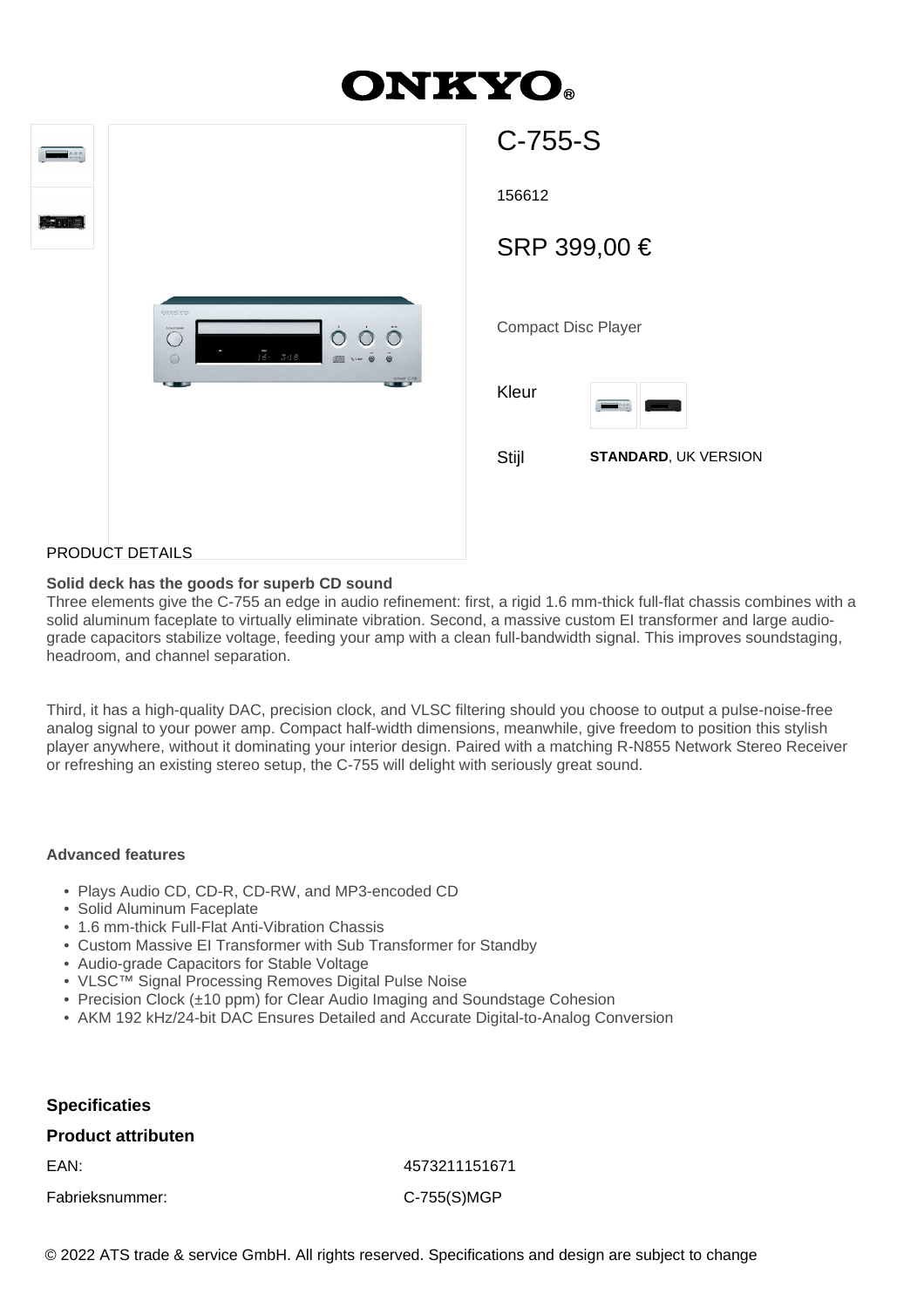# ONKYO

## C-755-S

156612

SRP 399,00 €

Compact Disc Player

Kleur

Stijl **STANDARD**, UK VERSION

PRODUCT DETAILS

**Solid deck has the goods for superb CD sound**

Three elements give the C-755 an edge in audio refinement: first, a rigid 1.6 mm-thick full-flat chassis combines with a solid aluminum faceplate to virtually eliminate vibration. Second, a massive custom EI transformer and large audio-grade capacitors stabilize voltage, feeding your amp with a clean full-bandwidth signal. This improves soundstaging, headroom, and channel separation.

Third, it has a high-quality DAC, precision clock, and VLSC filtering should you choose to output a pulse-noise-free analog signal to your power amp. Compact half-width dimensions, meanwhile, give freedom to position this stylish player anywhere, without it dominating your interior design. Paired with a matching R-N855 Network Stereo Receiver or refreshing an existing stereo setup, the C-755 will delight with seriously great sound.

**Advanced features**

- Plays Audio CD, CD-R, CD-RW, and MP3-encoded CD
- Solid Aluminum Faceplate
- 1.6 mm-thick Full-Flat Anti-Vibration Chassis
- Custom Massive EI Transformer with Sub Transformer for Standby
- Audio-grade Capacitors for Stable Voltage
- VLSC™ Signal Processing Removes Digital Pulse Noise
- Precision Clock (±10 ppm) for Clear Audio Imaging and Soundstage Cohesion
- AKM 192 kHz/24-bit DAC Ensures Detailed and Accurate Digital-to-Analog Conversion

### Specificaties

#### Product attributen

| | |
|---|---|
| EAN: | 4573211151671 |
| Fabrieksnummer: | C-755(S)MGP |

© 2022 ATS trade & service GmbH. All rights reserved. Specifications and design are subject to change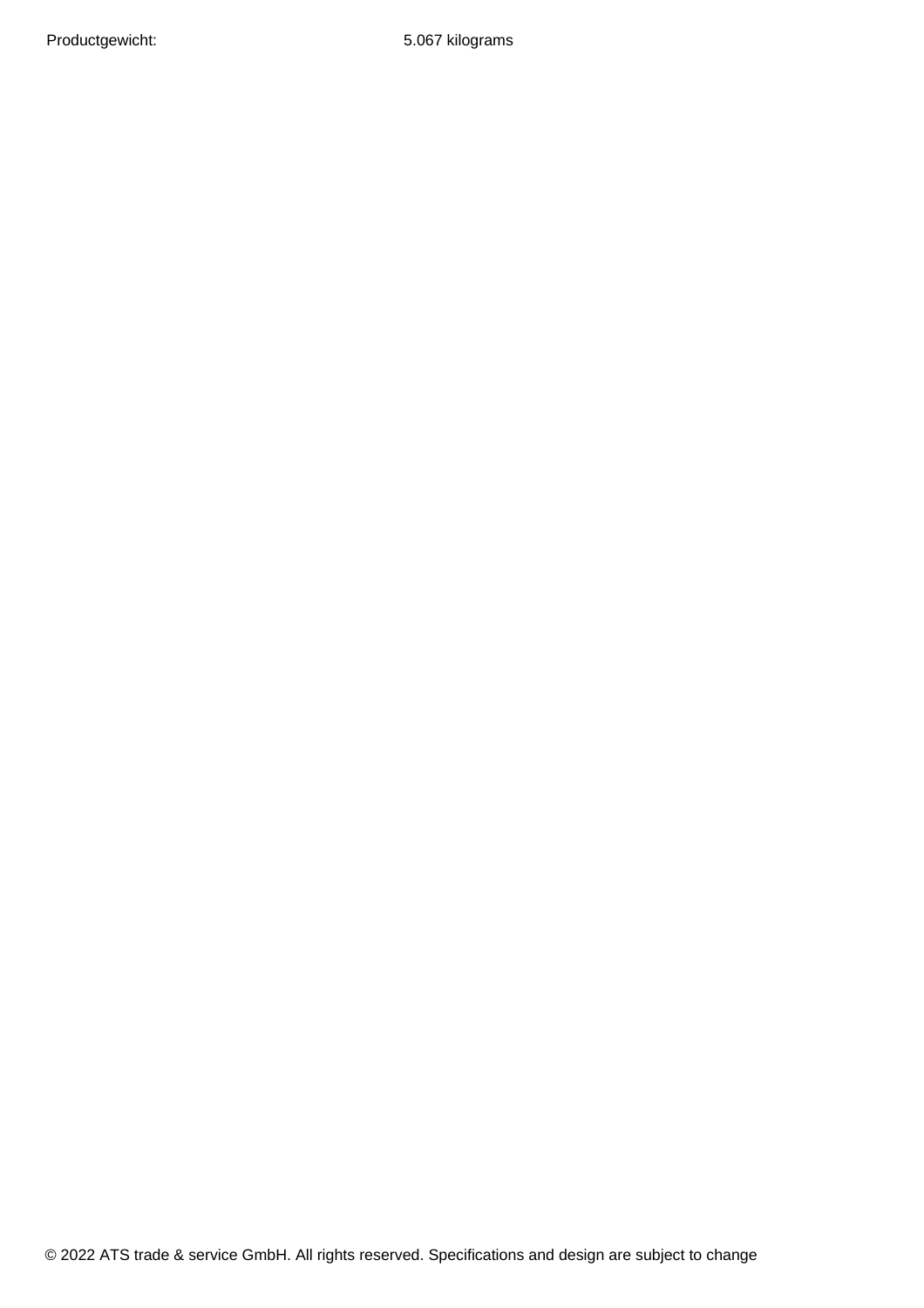| | |
|---|---|
| Productgewicht: | 5.067 kilograms |